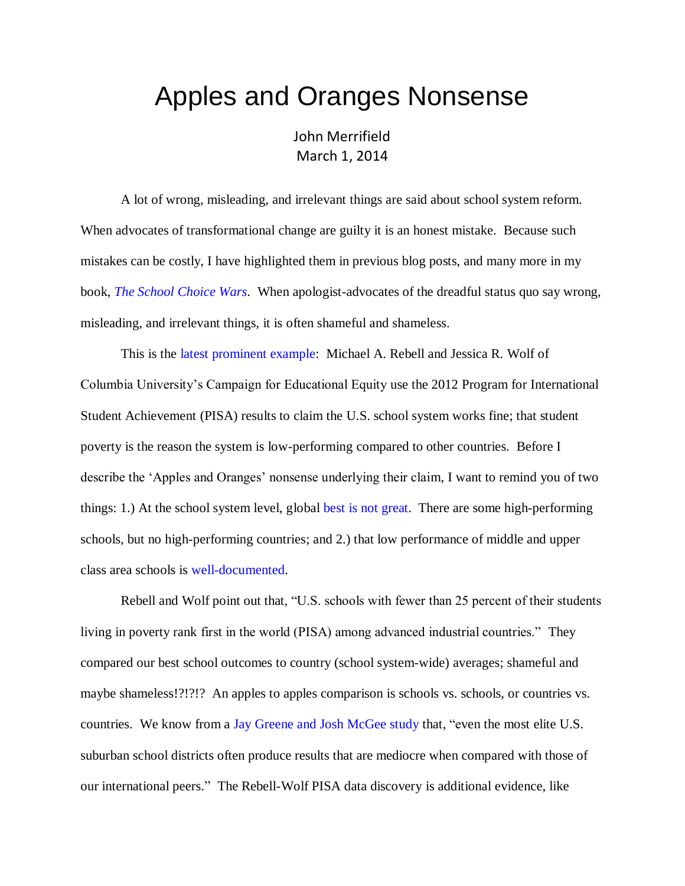# Apples and Oranges Nonsense

John Merrifield
March 1, 2014

A lot of wrong, misleading, and irrelevant things are said about school system reform. When advocates of transformational change are guilty it is an honest mistake. Because such mistakes can be costly, I have highlighted them in previous blog posts, and many more in my book, *The School Choice Wars*. When apologist-advocates of the dreadful status quo say wrong, misleading, and irrelevant things, it is often shameful and shameless.

This is the latest prominent example: Michael A. Rebell and Jessica R. Wolf of Columbia University's Campaign for Educational Equity use the 2012 Program for International Student Achievement (PISA) results to claim the U.S. school system works fine; that student poverty is the reason the system is low-performing compared to other countries. Before I describe the 'Apples and Oranges' nonsense underlying their claim, I want to remind you of two things: 1.) At the school system level, global best is not great. There are some high-performing schools, but no high-performing countries; and 2.) that low performance of middle and upper class area schools is well-documented.

Rebell and Wolf point out that, "U.S. schools with fewer than 25 percent of their students living in poverty rank first in the world (PISA) among advanced industrial countries." They compared our best school outcomes to country (school system-wide) averages; shameful and maybe shameless!?!?!? An apples to apples comparison is schools vs. schools, or countries vs. countries. We know from a Jay Greene and Josh McGee study that, "even the most elite U.S. suburban school districts often produce results that are mediocre when compared with those of our international peers." The Rebell-Wolf PISA data discovery is additional evidence, like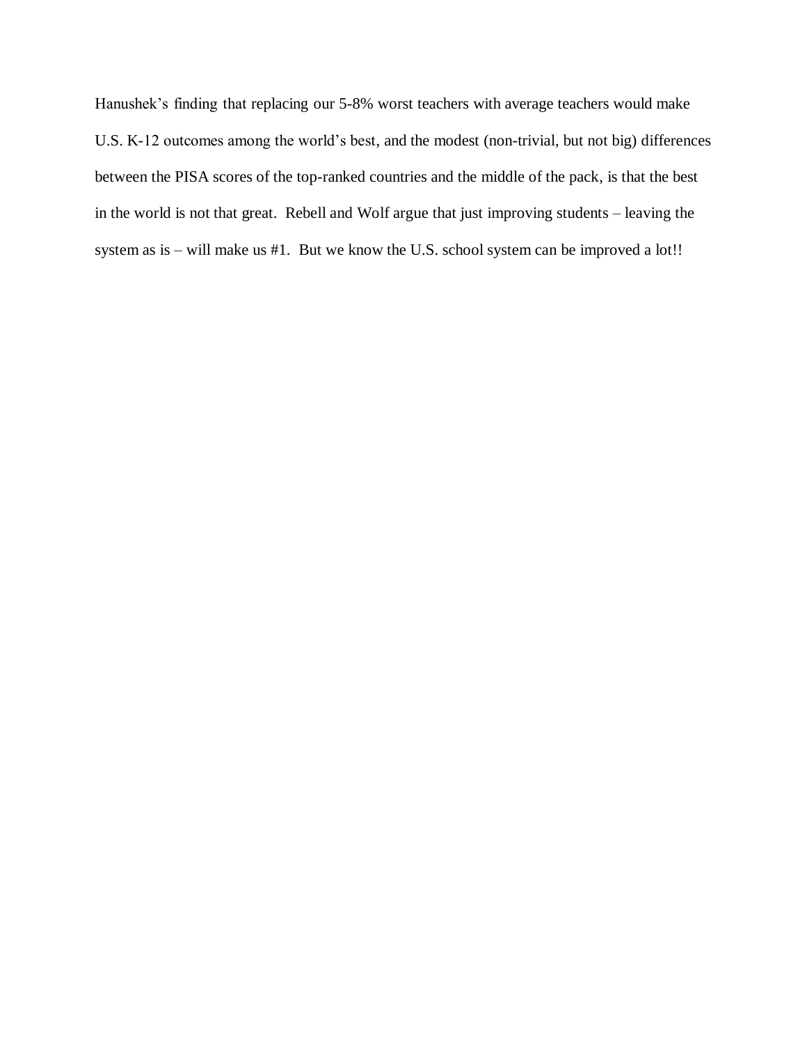Hanushek's finding that replacing our 5-8% worst teachers with average teachers would make U.S. K-12 outcomes among the world's best, and the modest (non-trivial, but not big) differences between the PISA scores of the top-ranked countries and the middle of the pack, is that the best in the world is not that great. Rebell and Wolf argue that just improving students – leaving the system as is – will make us #1. But we know the U.S. school system can be improved a lot!!